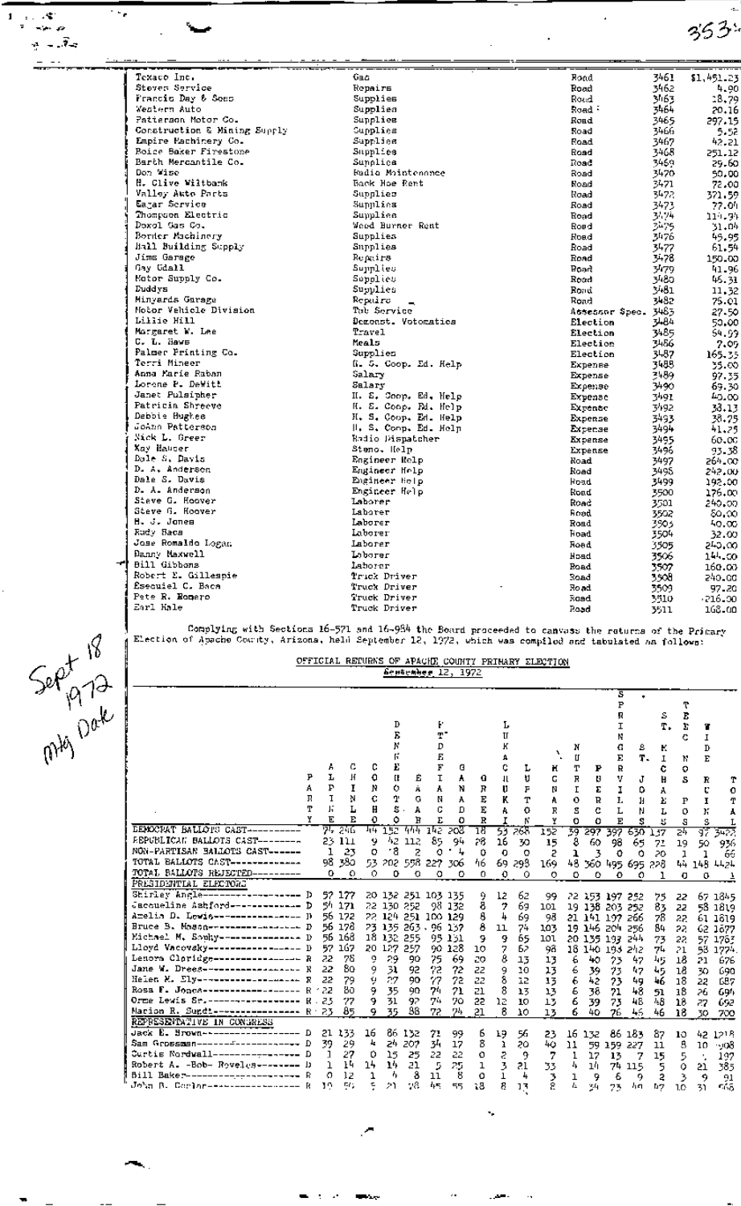| Vendor | Item | Fund | No. | Amount |
|---|---|---|---|---|
| Texaco Inc. | Gas | Road | 3461 | $1,451.23 |
| Steven Service | Repairs | Road | 3462 | 4.90 |
| Francis Day & Sons | Supplies | Road | 3463 | 18.79 |
| Western Auto | Supplies | Road | 3464 | 20.16 |
| Patterson Motor Co. | Supplies | Road | 3465 | 297.15 |
| Construction & Mining Supply | Supplies | Road | 3466 | 5.52 |
| Empire Machinery Co. | Supplies | Road | 3467 | 42.21 |
| Boice Baker Firestone | Supplies | Road | 3468 | 251.12 |
| Barth Mercantile Co. | Supplies | Road | 3469 | 29.60 |
| Don Wise | Radio Maintenance | Road | 3470 | 50.00 |
| H. Clive Wiltbank | Back Hoe Rent | Road | 3471 | 72.00 |
| Valley Auto Parts | Supplies | Road | 3472 | 321.59 |
| Eagar Service | Supplies | Road | 3473 | 77.04 |
| Thompson Electric | Supplies | Road | 3474 | 114.34 |
| Doxol Gas Co. | Weed Burner Rent | Road | 3475 | 31.04 |
| Border Machinery | Supplies | Road | 3476 | 45.95 |
| Hall Building Supply | Supplies | Road | 3477 | 61.54 |
| Jims Garage | Repairs | Road | 3478 | 150.00 |
| Gay Udall | Supplies | Road | 3479 | 41.96 |
| Motor Supply Co. | Supplies | Road | 3480 | 46.31 |
| Duddys | Supplies | Road | 3481 | 11.32 |
| Minyards Garage | Repairs | Road | 3482 | 75.01 |
| Motor Vehicle Division | Tab Service | Assessor Spec. | 3483 | 27.50 |
| Lillie Hill | Demonst. Votomatics | Election | 3484 | 50.00 |
| Margaret W. Lee | Travel | Election | 3485 | 54.99 |
| C. L. Haws | Meals | Election | 3486 | 7.05 |
| Palmer Printing Co. | Supplies | Election | 3487 | 165.35 |
| Terri Mineer | H. S. Coop. Ed. Help | Expense | 3488 | 35.00 |
| Anna Marie Raban | Salary | Expense | 3489 | 97.35 |
| Lorene P. DeWitt | Salary | Expense | 3490 | 69.30 |
| Janet Pulsipher | H. S. Coop. Ed. Help | Expense | 3491 | 40.00 |
| Patricia Shreeve | H. S. Coop. Ed. Help | Expense | 3492 | 33.13 |
| Debbie Hughes | H. S. Coop. Ed. Help | Expense | 3493 | 38.75 |
| JoAnn Patterson | H. S. Coop. Ed. Help | Expense | 3494 | 41.25 |
| Nick L. Greer | Radio Dispatcher | Expense | 3495 | 60.00 |
| Kay Hauser | Steno. Help | Expense | 3496 | 93.38 |
| Dale S. Davis | Engineer Help | Road | 3497 | 264.00 |
| D. A. Anderson | Engineer Help | Road | 3498 | 242.00 |
| Dale S. Davis | Engineer Help | Road | 3499 | 192.00 |
| D. A. Anderson | Engineer Help | Road | 3500 | 176.00 |
| Steve G. Hoover | Laborer | Road | 3501 | 240.00 |
| Steve G. Hoover | Laborer | Road | 3502 | 80.00 |
| H. J. Jones | Laborer | Road | 3503 | 40.00 |
| Rudy Baca | Laborer | Road | 3504 | 32.00 |
| Jose Romaldo Logan | Laborer | Road | 3505 | 240.00 |
| Danny Maxwell | Laborer | Road | 3506 | 144.00 |
| Bill Gibbons | Laborer | Road | 3507 | 160.00 |
| Robert E. Gillespie | Truck Driver | Road | 3508 | 240.00 |
| Esequiel C. Baca | Truck Driver | Road | 3509 | 97.20 |
| Pete R. Romero | Truck Driver | Road | 3510 | 216.00 |
| Earl Hale | Truck Driver | Road | 3511 | 168.00 |

Complying with Sections 16-571 and 16-954 the Board proceeded to canvass the returns of the Primary Election of Apache County, Arizona, held September 12, 1972, which was compiled and tabulated as follows:

## OFFICIAL RETURNS OF APACHE COUNTY PRIMARY ELECTION
### September 12, 1972

| | | PARTY | ALPINE | CHINLE | CONCHO | DENNEHOTSO | EAGAR | FT. DEFIANCE | GANADO | GREER | LUKACHUKAI | LUPTON | MANY FARMS | NUTRIOSO | PUERCO | SPRINGERVILLE | ST. JOHNS | ST. MICHAELS | TEEC NOS POS | WIDE RUINS | TOTAL |
|---|---|---|---|---|---|---|---|---|---|---|---|---|---|---|---|---|---|---|---|---|---|
| DEMOCRAT BALLOTS CAST | | | 74 | 246 | 44 | 152 | 444 | 142 | 208 | 18 | 53 | 268 | 152 | 39 | 297 | 397 | 630 | 137 | 24 | 97 | 3428 |
| REPUBLICAN BALLOTS CAST | | | 23 | 111 | 9 | 42 | 112 | 85 | 94 | 28 | 16 | 30 | 15 | 8 | 60 | 98 | 65 | 71 | 19 | 50 | 936 |
| NON-PARTISAN BALLOTS CAST | | | 1 | 23 | 0 | 8 | 2 | 0 | 4 | 0 | 0 | 0 | 2 | 1 | 3 | 0 | 0 | 20 | 1 | 1 | 66 |
| TOTAL BALLOTS CAST | | | 98 | 380 | 53 | 202 | 558 | 227 | 306 | 46 | 69 | 298 | 169 | 48 | 360 | 495 | 695 | 228 | 44 | 148 | 4424 |
| TOTAL BALLOTS REJECTED | | | 0 | 0 | 0 | 0 | 0 | 0 | 0 | 0 | 0 | 0 | 0 | 0 | 0 | 0 | 0 | 1 | 0 | 0 | 1 |
| PRESIDENTIAL ELECTORS | | | | | | | | | | | | | | | | | | | | | |
| Shirley Angle | | D | 57 | 177 | 20 | 132 | 251 | 103 | 135 | 9 | 12 | 62 | 99 | 22 | 153 | 197 | 252 | 75 | 22 | 67 | 1845 |
| Jacqueline Ashford | | D | 54 | 171 | 22 | 130 | 252 | 98 | 132 | 8 | 7 | 69 | 101 | 19 | 138 | 203 | 257 | 83 | 22 | 58 | 1819 |
| Amelia D. Lewis | | D | 56 | 172 | 22 | 124 | 251 | 100 | 129 | 8 | 4 | 69 | 98 | 21 | 141 | 197 | 266 | 78 | 22 | 61 | 1819 |
| Bruce B. Mason | | D | 56 | 178 | 23 | 135 | 263 | 96 | 137 | 8 | 11 | 74 | 103 | 19 | 146 | 204 | 256 | 84 | 22 | 62 | 1877 |
| Michael M. Sophy | | D | 56 | 168 | 18 | 132 | 255 | 95 | 131 | 9 | 9 | 65 | 101 | 20 | 135 | 193 | 244 | 73 | 22 | 57 | 1787 |
| Lloyd Vacovsky | | D | 57 | 167 | 20 | 127 | 257 | 90 | 128 | 10 | 7 | 62 | 98 | 18 | 140 | 193 | 242 | 74 | 21 | 53 | 1774 |
| Lenora Claridge | | R | 22 | 78 | 9 | 29 | 90 | 75 | 69 | 20 | 8 | 13 | 13 | 6 | 40 | 73 | 47 | 45 | 18 | 21 | 676 |
| Jane W. Drees | | R | 22 | 80 | 9 | 31 | 92 | 72 | 72 | 22 | 8 | 10 | 13 | 6 | 39 | 73 | 47 | 45 | 18 | 30 | 690 |
| Helen M. Ely | | R | 22 | 79 | 9 | 27 | 90 | 77 | 72 | 22 | 8 | 12 | 13 | 6 | 42 | 73 | 49 | 46 | 18 | 22 | 687 |
| Rosa F. Jones | | R | 22 | 80 | 9 | 35 | 90 | 74 | 71 | 21 | 8 | 13 | 13 | 6 | 38 | 71 | 48 | 51 | 18 | 26 | 694 |
| Orme Lewis Sr. | | R | 23 | 77 | 9 | 31 | 97 | 74 | 70 | 22 | 12 | 10 | 13 | 6 | 39 | 73 | 48 | 48 | 18 | 27 | 692 |
| Marion R. Sundt | | R | 23 | 85 | 9 | 35 | 88 | 72 | 74 | 21 | 8 | 10 | 13 | 6 | 40 | 76 | 45 | 46 | 18 | 30 | 700 |
| REPRESENTATIVE IN CONGRESS | | | | | | | | | | | | | | | | | | | | | |
| Jack E. Brown | | D | 21 | 133 | 16 | 86 | 132 | 71 | 99 | 6 | 19 | 56 | 23 | 16 | 132 | 86 | 183 | 87 | 10 | 42 | 1218 |
| Sam Grossman | | D | 39 | 29 | 4 | 24 | 207 | 34 | 17 | 8 | 1 | 20 | 40 | 11 | 59 | 159 | 227 | 11 | 8 | 10 | 908 |
| Curtis Nordwall | | D | 1 | 27 | 0 | 15 | 25 | 22 | 22 | 0 | 2 | 9 | 7 | 1 | 17 | 13 | 7 | 15 | 5 | | 197 |
| Robert A. -Bob- Rovelos | | D | 1 | 14 | 14 | 14 | 21 | 5 | 25 | 1 | 3 | 21 | 33 | 4 | 14 | 74 | 115 | 5 | 0 | 21 | 385 |
| Bill Baker | | R | 0 | 12 | 1 | 4 | 8 | 11 | 8 | 0 | 1 | 4 | 3 | 1 | 9 | 6 | 9 | 2 | 3 | 9 | 91 |
| John B. Conlan | | R | 19 | 56 | 5 | 21 | 78 | 45 | 55 | 18 | 8 | 13 | 8 | 4 | 34 | 73 | 40 | 47 | 10 | 31 | 566 |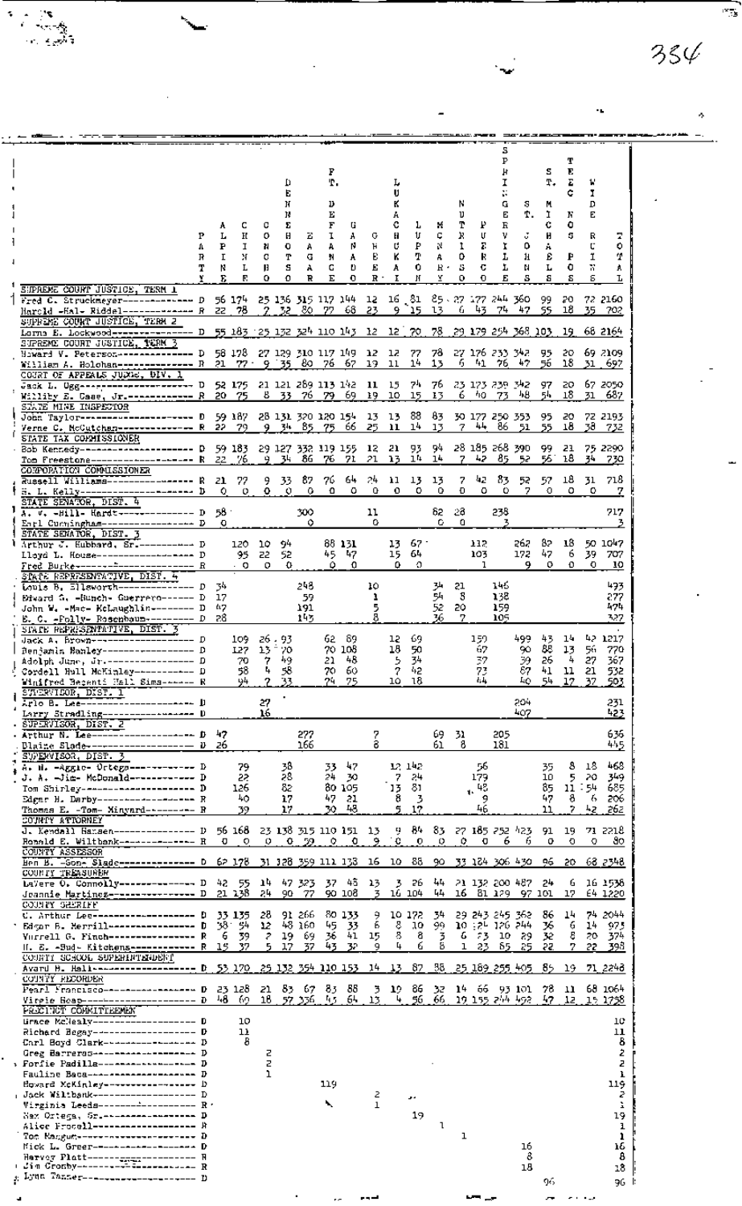| | PARTY | ALPINE | CHINLE | CONCHO | DENNEHOTSO | EAGAR | FT. DEFIANCE | GANADO | GREER | LUKACHUKAI | LUPTON | MCNARY | NUTRIOSO | PUERCO | SPRINGERVILLE | ST. JOHNS | ST. MICHAELS | TEEC NOS POS | WIDE RUIN | TOTAL |
|---|---|---|---|---|---|---|---|---|---|---|---|---|---|---|---|---|---|---|---|---|
| **SUPREME COURT JUSTICE, TERM 1** | | | | | | | | | | | | | | | | | | | | |
| Fred C. Struckmeyer | D | 56 | 174 | 25 | 136 | 315 | 117 | 144 | 12 | 16 | 81 | 85 | 27 | 177 | 244 | 360 | 99 | 20 | 72 | 2160 |
| Harold -Hal- Riddel | R | 22 | 78 | 7 | 32 | 80 | 77 | 68 | 23 | 9 | 15 | 13 | 6 | 43 | 74 | 47 | 55 | 18 | 35 | 702 |
| **SUPREME COURT JUSTICE, TERM 2** | | | | | | | | | | | | | | | | | | | | |
| Lorna E. Lockwood | D | 55 | 183 | 25 | 132 | 324 | 110 | 143 | 12 | 12 | 70 | 78 | 29 | 179 | 254 | 368 | 103 | 19 | 68 | 2164 |
| **SUPREME COURT JUSTICE, TERM 3** | | | | | | | | | | | | | | | | | | | | |
| Howard V. Peterson | D | 58 | 178 | 27 | 129 | 310 | 117 | 149 | 12 | 12 | 77 | 78 | 27 | 176 | 233 | 342 | 95 | 20 | 69 | 2109 |
| William A. Holohan | R | 21 | 77 | 9 | 35 | 80 | 76 | 67 | 19 | 11 | 14 | 13 | 6 | 41 | 76 | 47 | 56 | 18 | 31 | 697 |
| **COURT OF APPEALS JUDGE, DIV. 1** | | | | | | | | | | | | | | | | | | | | |
| Jack L. Ogg | D | 52 | 175 | 21 | 121 | 289 | 113 | 142 | 11 | 15 | 74 | 76 | 23 | 173 | 239 | 342 | 97 | 20 | 67 | 2050 |
| Williby E. Case, Jr. | R | 20 | 75 | 8 | 33 | 76 | 79 | 69 | 19 | 10 | 15 | 13 | 6 | 40 | 73 | 48 | 54 | 18 | 31 | 687 |
| **STATE MINE INSPECTOR** | | | | | | | | | | | | | | | | | | | | |
| John Taylor | D | 59 | 187 | 28 | 131 | 320 | 120 | 154 | 13 | 13 | 88 | 83 | 30 | 177 | 250 | 353 | 95 | 20 | 72 | 2193 |
| Verne C. McCutchan | R | 22 | 79 | 9 | 34 | 85 | 75 | 66 | 25 | 11 | 14 | 13 | 7 | 44 | 86 | 51 | 55 | 18 | 38 | 732 |
| **STATE TAX COMMISSIONER** | | | | | | | | | | | | | | | | | | | | |
| Bob Kennedy | D | 59 | 183 | 29 | 127 | 332 | 119 | 155 | 12 | 21 | 93 | 94 | 28 | 185 | 268 | 390 | 99 | 21 | 75 | 2290 |
| Tom Freestone | R | 22 | 76 | 9 | 34 | 86 | 76 | 71 | 21 | 13 | 14 | 14 | 7 | 42 | 85 | 52 | 56 | 18 | 34 | 730 |
| **CORPORATION COMMISSIONER** | | | | | | | | | | | | | | | | | | | | |
| Russell Williams | R | 21 | 77 | 9 | 33 | 87 | 76 | 64 | 24 | 11 | 13 | 13 | 7 | 42 | 83 | 52 | 57 | 18 | 31 | 718 |
| H. L. Kelly | D | 0 | 0 | 0 | 0 | 0 | 0 | 0 | 0 | 0 | 0 | 0 | 0 | 0 | 0 | 7 | 0 | 0 | 0 | 7 |
| **STATE SENATOR, DIST. 4** | | | | | | | | | | | | | | | | | | | | |
| A. W. -Bill- Hardt | D | 58 | | | | 300 | | | 11 | | | 82 | 28 | | 238 | | | | | 717 |
| Earl Cunningham | D | 0 | | | | 0 | | | 0 | | | 0 | 0 | | 3 | | | | | 3 |
| **STATE SENATOR, DIST. 3** | | | | | | | | | | | | | | | | | | | | |
| Arthur J. Hubbard, Sr. | D | | 120 | 10 | 94 | | 88 | 131 | | 13 | 67 | | | 112 | | 262 | 82 | 18 | 50 | 1047 |
| Lloyd L. House | D | | 95 | 22 | 52 | | 45 | 47 | | 15 | 64 | | | 103 | | 172 | 47 | 6 | 39 | 707 |
| Fred Burke | R | | 0 | 0 | 0 | | 0 | 0 | | 0 | 0 | | | 1 | | 9 | 0 | 0 | 0 | 10 |
| **STATE REPRESENTATIVE, DIST. 4** | | | | | | | | | | | | | | | | | | | | |
| Louis B. Ellsworth | D | 34 | | | | 248 | | | 10 | | | 34 | 21 | | 146 | | | | | 493 |
| Edward G. -Bunch- Guerrero | D | 17 | | | | 59 | | | 1 | | | 54 | 8 | | 138 | | | | | 277 |
| John W. -Mac- McLaughlin | D | 47 | | | | 191 | | | 5 | | | 52 | 20 | | 159 | | | | | 474 |
| E. C. -Polly- Rosenbaum | D | 28 | | | | 143 | | | 8 | | | 36 | 7 | | 105 | | | | | 327 |
| **STATE REPRESENTATIVE, DIST. 3** | | | | | | | | | | | | | | | | | | | | |
| Jack A. Brown | D | | 109 | 26 | 93 | | 62 | 89 | | 12 | 69 | | | 159 | | 499 | 43 | 14 | 42 | 1217 |
| Benjamin Hanley | D | | 127 | 13 | 70 | | 70 | 108 | | 18 | 50 | | | 67 | | 90 | 88 | 13 | 56 | 770 |
| Adolph June, Jr. | D | | 70 | 7 | 49 | | 21 | 48 | | 5 | 34 | | | 37 | | 39 | 26 | 4 | 27 | 367 |
| Cordell Hull McKinley | D | | 58 | 4 | 58 | | 70 | 60 | | 7 | 42 | | | 73 | | 87 | 41 | 11 | 21 | 532 |
| Winifred Becenti Hall Sims | R | | 94 | 7 | 33 | | 74 | 75 | | 10 | 18 | | | 44 | | 40 | 54 | 17 | 37 | 503 |
| **SUPERVISOR, DIST. 1** | | | | | | | | | | | | | | | | | | | | |
| Arlo B. Lee | D | | | 27 | | | | | | | | | | | | 204 | | | | 231 |
| Larry Stradling | D | | | 16 | | | | | | | | | | | | 407 | | | | 423 |
| **SUPERVISOR, DIST. 2** | | | | | | | | | | | | | | | | | | | | |
| Arthur N. Lee | D | 47 | | | | 277 | | | 7 | | | 69 | 31 | | 205 | | | | | 636 |
| Blaine Slade | D | 26 | | | | 166 | | | 8 | | | 61 | 8 | | 181 | | | | | 445 |
| **SUPERVISOR, DIST. 3** | | | | | | | | | | | | | | | | | | | | |
| A. H. -Aggie- Ortega | D | | 79 | | 38 | | 33 | 47 | | 12 | 142 | | | 56 | | | 35 | 8 | 18 | 468 |
| J. A. -Jim- McDonald | D | | 22 | | 28 | | 24 | 30 | | 7 | 24 | | | 179 | | | 10 | 5 | 20 | 349 |
| Tom Shirley | D | | 126 | | 82 | | 80 | 105 | | 13 | 81 | | | 48 | | | 85 | 11 | 54 | 685 |
| Edgar H. Darby | R | | 40 | | 17 | | 47 | 21 | | 8 | 3 | | | 9 | | | 47 | 8 | 6 | 206 |
| Thomas E. -Tom- Minyard | R | | 39 | | 17 | | 30 | 48 | | 5 | 17 | | | 46 | | | 11 | 7 | 22 | 242 |
| **COUNTY ATTORNEY** | | | | | | | | | | | | | | | | | | | | |
| J. Kendall Hansen | D | 56 | 168 | 23 | 138 | 315 | 110 | 151 | 13 | 9 | 84 | 83 | 27 | 185 | 252 | 423 | 91 | 19 | 71 | 2218 |
| Ronald E. Wiltbank | R | 0 | 0 | 0 | 0 | 59 | 0 | 0 | 9 | 0 | 0 | 0 | 0 | 0 | 6 | 6 | 0 | 0 | 0 | 80 |
| **COUNTY ASSESSOR** | | | | | | | | | | | | | | | | | | | | |
| Ben B. -Gene- Slade | D | 62 | 178 | 31 | 128 | 359 | 111 | 133 | 16 | 10 | 88 | 90 | 33 | 184 | 306 | 430 | 96 | 20 | 68 | 2348 |
| **COUNTY TREASURER** | | | | | | | | | | | | | | | | | | | | |
| LaVere O. Connolly | D | 42 | 55 | 14 | 47 | 323 | 37 | 45 | 13 | 3 | 26 | 44 | 21 | 132 | 200 | 487 | 24 | 6 | 16 | 1538 |
| Joannie Martinez | D | 21 | 138 | 24 | 90 | 77 | 90 | 108 | 3 | 16 | 104 | 44 | 16 | 81 | 129 | 97 | 101 | 17 | 64 | 1220 |
| **COUNTY SHERIFF** | | | | | | | | | | | | | | | | | | | | |
| C. Arthur Lee | D | 33 | 135 | 28 | 91 | 266 | 80 | 133 | 9 | 10 | 172 | 34 | 29 | 243 | 245 | 362 | 86 | 14 | 74 | 2044 |
| Edgar B. Merrill | D | 38 | 54 | 12 | 48 | 160 | 45 | 33 | 6 | 8 | 10 | 99 | 10 | 124 | 126 | 244 | 36 | 6 | 14 | 973 |
| Vurrell G. Finch | R | 6 | 39 | 2 | 19 | 69 | 36 | 41 | 15 | 8 | 8 | 3 | 6 | 23 | 10 | 29 | 32 | 8 | 20 | 374 |
| H. E. -Bud- Kitchens | R | 15 | 37 | 5 | 17 | 37 | 43 | 32 | 9 | 4 | 6 | 6 | 1 | 23 | 65 | 25 | 22 | 7 | 22 | 398 |
| **COUNTY SCHOOL SUPERINTENDENT** | | | | | | | | | | | | | | | | | | | | |
| Avard H. Hall | D | 53 | 170 | 25 | 132 | 354 | 110 | 153 | 14 | 13 | 87 | 88 | 25 | 189 | 255 | 405 | 85 | 19 | 71 | 2248 |
| **COUNTY RECORDER** | | | | | | | | | | | | | | | | | | | | |
| Pearl Francisco | D | 23 | 128 | 21 | 83 | 67 | 83 | 88 | 3 | 19 | 86 | 32 | 14 | 66 | 93 | 101 | 78 | 11 | 68 | 1064 |
| Virgie Heap | R | 48 | 69 | 18 | 57 | 336 | 43 | 64 | 13 | 4 | 56 | 66 | 19 | 155 | 244 | 492 | 47 | 12 | 15 | 1758 |
| **PRECINCT COMMITTEEMEN** | | | | | | | | | | | | | | | | | | | | |
| Grace McNealy | D | | 10 | | | | | | | | | | | | | | | | | 10 |
| Richard Begay | D | | 11 | | | | | | | | | | | | | | | | | 11 |
| Carl Boyd Clark | D | | 8 | | | | | | | | | | | | | | | | | 8 |
| Greg Barreras | D | | | 2 | | | | | | | | | | | | | | | | 2 |
| Forfie Padilla | D | | | 2 | | | | | | | | | | | | | | | | 2 |
| Pauline Baca | D | | | 1 | | | | | | | | | | | | | | | | 1 |
| Howard McKinley | D | | | | | | 119 | | | | | | | | | | | | | 119 |
| Jack Wiltbank | D | | | | | | | | 2 | | | | | | | | | | | 2 |
| Virginia Leeds | R | | | | | | | | 1 | | | | | | | | | | | 1 |
| Max Ortega, Sr. | D | | | | | | | | | | 19 | | | | | | | | | 19 |
| Alice Frosell | R | | | | | | | | | | | 1 | | | | | | | | 1 |
| Tom Mangum | R | | | | | | | | | | | | | 1 | | | | | | 1 |
| Nick L. Greer | D | | | | | | | | | | | | | | | 16 | | | | 16 |
| Harvey Platt | R | | | | | | | | | | | | | | | 8 | | | | 8 |
| Jim Crosby | R | | | | | | | | | | | | | | | 18 | | | | 18 |
| Lynn Tanner | D | | | | | | | | | | | | | | | | 96 | | | 96 |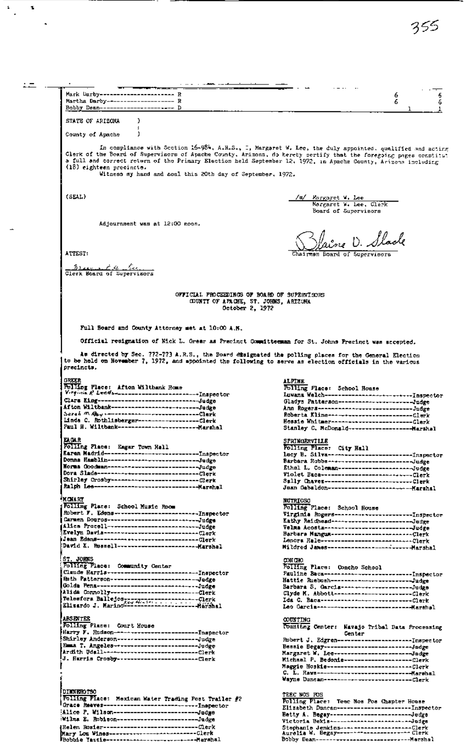| | | | |
|---|---|---|---|
| Mark Darby | R | 6 | 6 |
| Martha Darby | R | 6 | 6 |
| Bobby Dean | D | 1 | 1 |

STATE OF ARIZONA )
:
County of Apache )

In compliance with Section 16-984, A.R.S., I, Margaret W. Lee, the duly appointed, qualified and acting Clerk of the Board of Supervisors of Apache County, Arizona, do hereby certify that the foregoing pages constitute a full and correct return of the Primary Election held September 12, 1972, in Apache County, Arizona including (18) eighteen precincts.

Witness my hand and seal this 20th day of September, 1972.

(SEAL)

/s/ Margaret W. Lee
Margaret W. Lee, Clerk
Board of Supervisors

Adjournment was at 12:00 noon.

Blaine D. Slade
Chairman Board of Supervisors

ATTEST:

Clerk Board of Supervisors

OFFICIAL PROCEEDINGS OF BOARD OF SUPERVISORS
COUNTY OF APACHE, ST. JOHNS, ARIZONA
October 2, 1972

Full Board and County Attorney met at 10:00 A.M.

Official resignation of Nick L. Greer as Precinct Committeeman for St. Johns Precinct was accepted.

As directed by Sec. 772-773 A.R.S., the Board designated the polling places for the General Election to be held on November 7, 1972, and appointed the following to serve as election officials in the various precincts.

**GREER**
Polling Place: Afton Wiltbank Home
- Virginia R Leeds — Inspector
- Clara King — Judge
- Afton Wiltbank — Judge
- Sarah M. Ray — Clerk
- Linda C. Rothlisberger — Clerk
- Paul H. Wiltbank — Marshal

**EAGAR**
Polling Place: Eagar Town Hall
- Karen Madrid — Inspector
- Donna Hamblin — Judge
- Norma Goodman — Judge
- Dora Slade — Clerk
- Shirley Crosby — Clerk
- Ralph Lee — Marshal

**MCNARY**
Polling Place: School Music Room
- Robert F. Edens — Inspector
- Carmen Douros — Judge
- Alice Procell — Judge
- Evelyn Davis — Clerk
- Jean Edens — Clerk
- David K. Russell — Marshal

**ST. JOHNS**
Polling Place: Community Center
- Claude Harris — Inspector
- Ruth Patterson — Judge
- Golda Pena — Judge
- Alida Connolly — Clerk
- Telesfora Ballejos — Clerk
- Elizardo J. Marino — Marshal

**ABSENTEE**
Polling Place: Court House
- Harry F. Rudson — Inspector
- Shirley Anderson — Judge
- Emma T. Angeles — Judge
- Ardith Udall — Clerk
- J. Harris Crosby — Clerk

**DINNEHOTSO**
Polling Place: Mexican Water Trading Post Trailer #2
- Grace Reeves — Inspector
- Alice P. Wilson — Judge
- Wilma E. Robison — Judge
- Helen Rosier — Clerk
- Mary Lou Wines — Clerk
- Bobbie Yazzie — Marshal

**ALPINE**
Polling Place: School House
- Luwana Welch — Inspector
- Gladys Patterson — Judge
- Ann Rogers — Judge
- Roberta Kline — Clerk
- Bessie Whitmer — Clerk
- Stanley C. McDonald — Marshal

**SPRINGERVILLE**
Polling Place: City Hall
- Lucy B. Silva — Inspector
- Barbara Hobbs — Judge
- Ethel L. Coleman — Judge
- Violet Baca — Clerk
- Sally Chavez — Clerk
- Juan Gabaldon — Marshal

**NUTRIOSO**
Polling Place: School House
- Virginia Rogers — Inspector
- Kathy Reidhead — Judge
- Velma Acosta — Judge
- Barbara Mangum — Clerk
- Lenora Hale — Clerk
- Mildred James — Marshal

**CONCHO**
Polling Place: Concho School
- Pauline Baca — Inspector
- Hattie Rusbush — Judge
- Barbara S. Garcia — Judge
- Clyde M. Abbott — Clerk
- Ida C. Baca — Clerk
- Leo Garcia — Marshal

**COUNTING**
Counting Center: Navajo Tribal Data Processing Center
- Robert J. Edgren — Inspector
- Bessie Begay — Judge
- Margaret W. Lee — Judge
- Michael P. Bedonie — Clerk
- Maggie Hoskie — Clerk
- C. L. Haws — Marshal
- Wayne Duncan — Clerk

**TEEC NOS POS**
Polling Place: Teec Nos Pos Chapter House
- Elizabeth Duncan — Inspector
- Betty A. Begay — Judge
- Victoria Bekis — Judge
- Stephanie Jenkins — Clerk
- Aurelia W. Begay — Clerk
- Bobby Dean — Marshal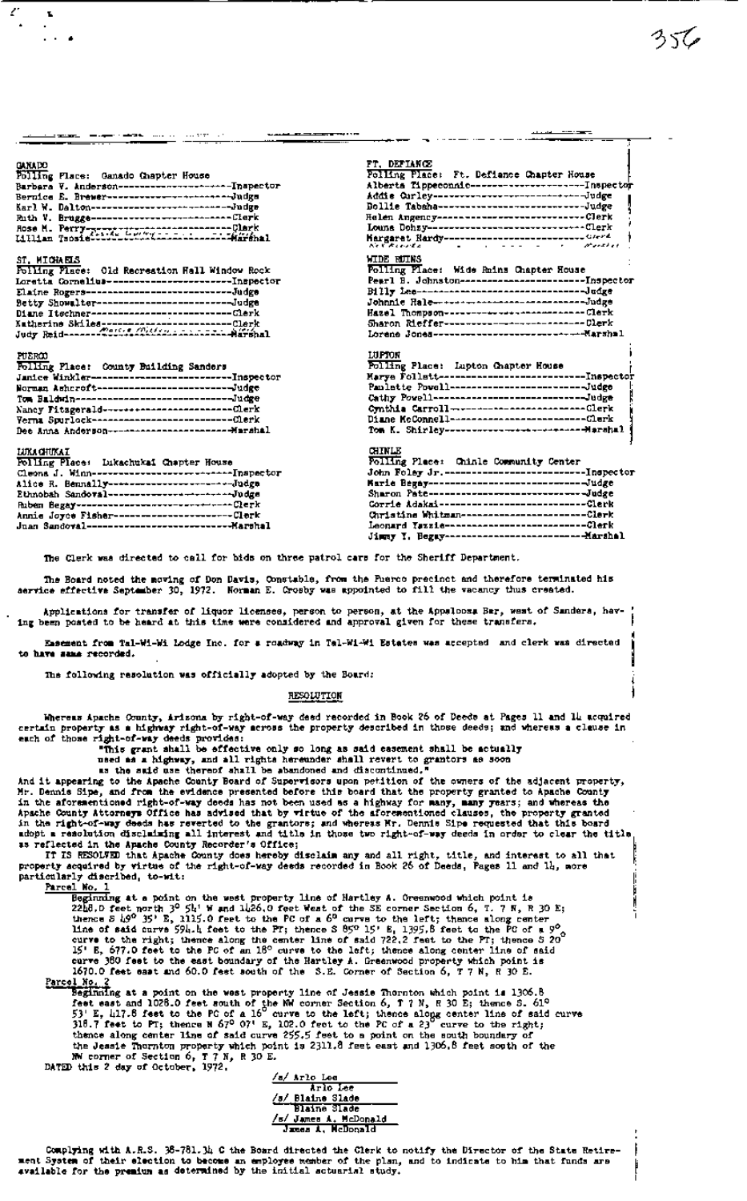GANADO
Polling Place: Ganado Chapter House
Barbara V. Anderson----------------------Inspector
Bernice E. Brewer----------------------Judge
Karl W. Dalton----------------------Judge
Ruth V. Brugge----------------------Clerk
Rose M. Perry----------------------Clerk
Lillian Tsosie----------------------Marshal

ST. MICHAELS
Polling Place: Old Recreation Hall Window Rock
Loretta Cornelius----------------------Inspector
Elaine Rogers----------------------Judge
Betty Showalter----------------------Judge
Diane Itechner----------------------Clerk
Katherine Skiles----------------------Clerk
Judy Reid----------------------Marshal

PUERCO
Polling Place: County Building Sanders
Janice Winkler----------------------Inspector
Norman Ashcroft----------------------Judge
Tom Baldwin----------------------Judge
Nancy Fitzgerald----------------------Clerk
Verna Spurlock----------------------Clerk
Dee Anna Anderson----------------------Marshal

LUKACHUKAI
Polling Place: Lukachukai Chapter House
Cleona J. Winn----------------------Inspector
Alice R. Bennally----------------------Judge
Ethnobah Sandoval----------------------Judge
Ruben Begay----------------------Clerk
Annie Joyce Fisher----------------------Clerk
Juan Sandoval----------------------Marshal

FT. DEFIANCE
Polling Place: Ft. Defiance Chapter House
Alberta Tippeconnic----------------------Inspector
Addie Curley----------------------Judge
Dollie Tabaha----------------------Judge
Helen Angency----------------------Clerk
Louna Dohzy----------------------Clerk
Margaret Hardy----------------------Clerk

WIDE RUINS
Polling Place: Wide Ruins Chapter House
Pearl B. Johnston----------------------Inspector
Billy Lee----------------------Judge
Johnnie Hale----------------------Judge
Hazel Thompson----------------------Clerk
Sharon Rieffer----------------------Clerk
Lorene Jones----------------------Marshal

LUPTON
Polling Place: Lupton Chapter House
Marye Follett----------------------Inspector
Paulette Powell----------------------Judge
Cathy Powell----------------------Judge
Cynthia Carroll----------------------Clerk
Diane McConnell----------------------Clerk
Tom K. Shirley----------------------Marshal

CHINLE
Polling Place: Chinle Community Center
John Foley Jr.----------------------Inspector
Marie Begay----------------------Judge
Sharon Pate----------------------Judge
Corrie Adakai----------------------Clerk
Christine Whitman----------------------Clerk
Leonard Tsosie----------------------Clerk
Jimmy Y. Begay----------------------Marshal

The Clerk was directed to call for bids on three patrol cars for the Sheriff Department.

The Board noted the moving of Don Davis, Constable, from the Puerco precinct and therefore terminated his service effective September 30, 1972. Norman E. Crosby was appointed to fill the vacancy thus created.

Applications for transfer of liquor licenses, person to person, at the Appaloosa Bar, west of Sanders, having been posted to be heard at this time were considered and approval given for these transfers.

Easement from Tal-Wi-Wi Lodge Inc. for a roadway in Tal-Wi-Wi Estates was accepted and clerk was directed to have same recorded.

The following resolution was officially adopted by the Board:

## RESOLUTION

Whereas Apache County, Arizona by right-of-way deed recorded in Book 26 of Deeds at Pages 11 and 14 acquired certain property as a highway right-of-way across the property described in those deeds; and whereas a clause in each of those right-of-way deeds provides:

"This grant shall be effective only so long as said easement shall be actually used as a highway, and all rights hereunder shall revert to grantors as soon as the said use thereof shall be abandoned and discontinued."

And it appearing to the Apache County Board of Supervisors upon petition of the owners of the adjacent property, Mr. Dennis Sipe, and from the evidence presented before this board that the property granted to Apache County in the aforementioned right-of-way deeds has not been used as a highway for many, many years; and whereas the Apache County Attorneys Office has advised that by virtue of the aforementioned clauses, the property granted in the right-of-way deeds has reverted to the grantors; and whereas Mr. Dennis Sipe requested that this board adopt a resolution disclaiming all interest and title in those two right-of-way deeds in order to clear the title as reflected in the Apache County Recorder's Office;

IT IS RESOLVED that Apache County does hereby disclaim any and all right, title, and interest to all that property acquired by virtue of the right-of-way deeds recorded in Book 26 of Deeds, Pages 11 and 14, more particularly discribed, to-wit:

Parcel No. 1
Beginning at a point on the west property line of Hartley A. Greenwood which point is 2248.0 feet north 3° 54' W and 1426.0 feet West of the SE corner Section 6, T. 7 N, R 30 E; thence S 49° 35' E, 1115.0 feet to the PC of a 6° curve to the left; thence along center line of said curve 594.4 feet to the PT; thence S 85° 15' E, 1395.8 feet to the PC of a 9° curve to the right; thence along the center line of said 722.2 feet to the PT; thence S 20° 15' E, 677.0 feet to the PC of an 18° curve to the left; thence along center line of said curve 380 feet to the east boundary of the Hartley A. Greenwood property which point is 1670.0 feet east and 60.0 feet south of the S.E. Corner of Section 6, T 7 N, R 30 E.

Parcel No. 2
Beginning at a point on the west property line of Jessie Thornton which point is 1306.8 feet east and 1028.0 feet south of the NW corner Section 6, T 7 N, R 30 E; thence S. 61° 53' E, 417.8 feet to the PC of a 16° curve to the left; thence along center line of said curve 318.7 feet to PT; thence N 67° 07' E, 102.0 feet to the PC of a 23° curve to the right; thence along center line of said curve 255.5 feet to a point on the south boundary of the Jessie Thornton property which point is 2311.8 feet east and 1306.8 feet south of the NW corner of Section 6, T 7 N, R 30 E.

DATED this 2 day of October, 1972.

/s/ Arlo Lee
Arlo Lee
/s/ Blaine Slade
Blaine Slade
/s/ James A. McDonald
James A. McDonald

Complying with A.R.S. 38-781.34 C the Board directed the Clerk to notify the Director of the State Retirement System of their election to become an employee member of the plan, and to indicate to him that funds are available for the premium as determined by the initial actuarial study.